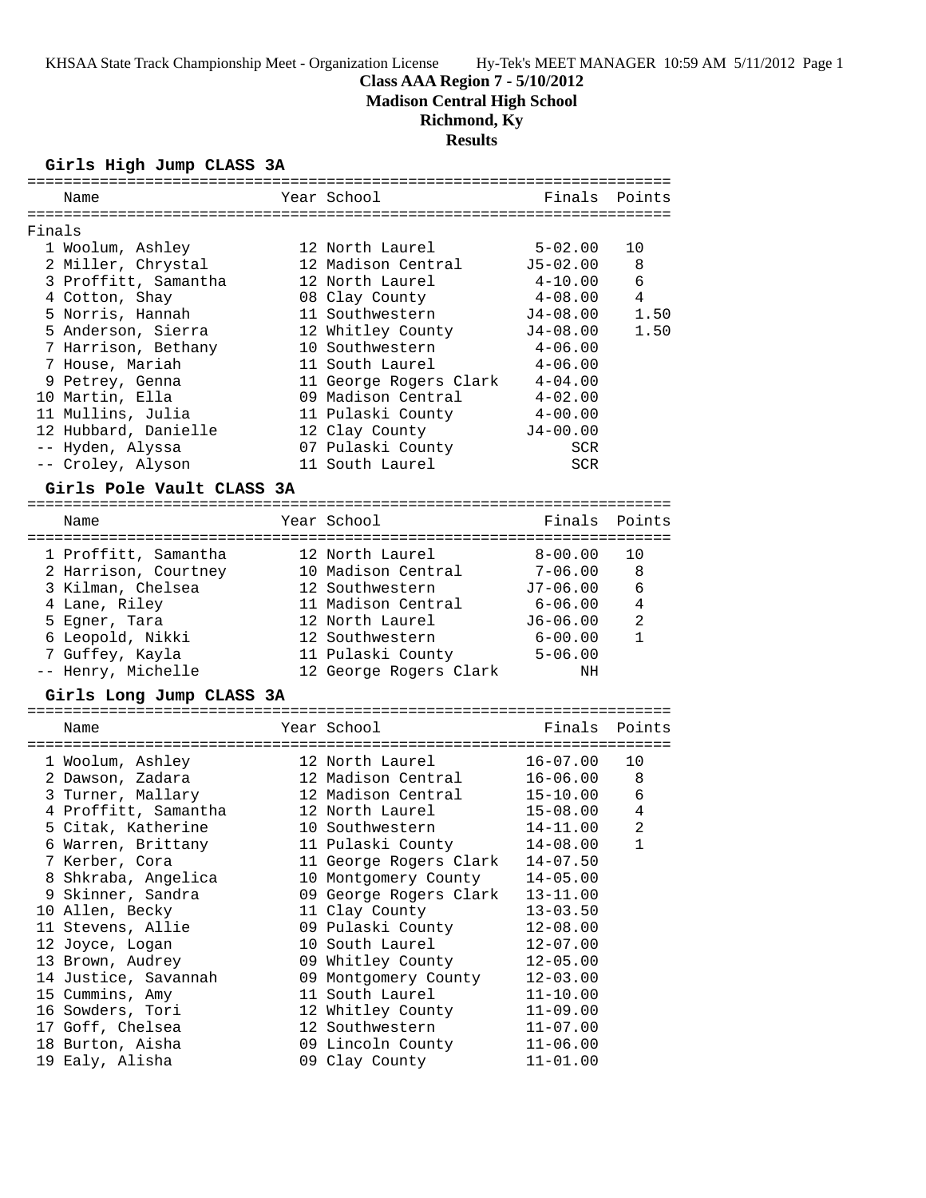KHSAA State Track Championship Meet - Organization License Hy-Tek's MEET MANAGER 10:59 AM 5/11/2012 Page 1

# Class AAA Region 7 - 5/10/2012

## Madison Central High School

## Richmond, Ky

## Results

### Girls High Jump CLASS 3A

Finals

| Place | Name | Year | School | Finals | Points |
|---|---|---|---|---|---|
| 1 | Woolum, Ashley | 12 | North Laurel | 5-02.00 | 10 |
| 2 | Miller, Chrystal | 12 | Madison Central | J5-02.00 | 8 |
| 3 | Proffitt, Samantha | 12 | North Laurel | 4-10.00 | 6 |
| 4 | Cotton, Shay | 08 | Clay County | 4-08.00 | 4 |
| 5 | Norris, Hannah | 11 | Southwestern | J4-08.00 | 1.50 |
| 5 | Anderson, Sierra | 12 | Whitley County | J4-08.00 | 1.50 |
| 7 | Harrison, Bethany | 10 | Southwestern | 4-06.00 | |
| 7 | House, Mariah | 11 | South Laurel | 4-06.00 | |
| 9 | Petrey, Genna | 11 | George Rogers Clark | 4-04.00 | |
| 10 | Martin, Ella | 09 | Madison Central | 4-02.00 | |
| 11 | Mullins, Julia | 11 | Pulaski County | 4-00.00 | |
| 12 | Hubbard, Danielle | 12 | Clay County | J4-00.00 | |
| -- | Hyden, Alyssa | 07 | Pulaski County | SCR | |
| -- | Croley, Alyson | 11 | South Laurel | SCR | |

### Girls Pole Vault CLASS 3A

| Place | Name | Year | School | Finals | Points |
|---|---|---|---|---|---|
| 1 | Proffitt, Samantha | 12 | North Laurel | 8-00.00 | 10 |
| 2 | Harrison, Courtney | 10 | Madison Central | 7-06.00 | 8 |
| 3 | Kilman, Chelsea | 12 | Southwestern | J7-06.00 | 6 |
| 4 | Lane, Riley | 11 | Madison Central | 6-06.00 | 4 |
| 5 | Egner, Tara | 12 | North Laurel | J6-06.00 | 2 |
| 6 | Leopold, Nikki | 12 | Southwestern | 6-00.00 | 1 |
| 7 | Guffey, Kayla | 11 | Pulaski County | 5-06.00 | |
| -- | Henry, Michelle | 12 | George Rogers Clark | NH | |

### Girls Long Jump CLASS 3A

| Place | Name | Year | School | Finals | Points |
|---|---|---|---|---|---|
| 1 | Woolum, Ashley | 12 | North Laurel | 16-07.00 | 10 |
| 2 | Dawson, Zadara | 12 | Madison Central | 16-06.00 | 8 |
| 3 | Turner, Mallary | 12 | Madison Central | 15-10.00 | 6 |
| 4 | Proffitt, Samantha | 12 | North Laurel | 15-08.00 | 4 |
| 5 | Citak, Katherine | 10 | Southwestern | 14-11.00 | 2 |
| 6 | Warren, Brittany | 11 | Pulaski County | 14-08.00 | 1 |
| 7 | Kerber, Cora | 11 | George Rogers Clark | 14-07.50 | |
| 8 | Shkraba, Angelica | 10 | Montgomery County | 14-05.00 | |
| 9 | Skinner, Sandra | 09 | George Rogers Clark | 13-11.00 | |
| 10 | Allen, Becky | 11 | Clay County | 13-03.50 | |
| 11 | Stevens, Allie | 09 | Pulaski County | 12-08.00 | |
| 12 | Joyce, Logan | 10 | South Laurel | 12-07.00 | |
| 13 | Brown, Audrey | 09 | Whitley County | 12-05.00 | |
| 14 | Justice, Savannah | 09 | Montgomery County | 12-03.00 | |
| 15 | Cummins, Amy | 11 | South Laurel | 11-10.00 | |
| 16 | Sowders, Tori | 12 | Whitley County | 11-09.00 | |
| 17 | Goff, Chelsea | 12 | Southwestern | 11-07.00 | |
| 18 | Burton, Aisha | 09 | Lincoln County | 11-06.00 | |
| 19 | Ealy, Alisha | 09 | Clay County | 11-01.00 | |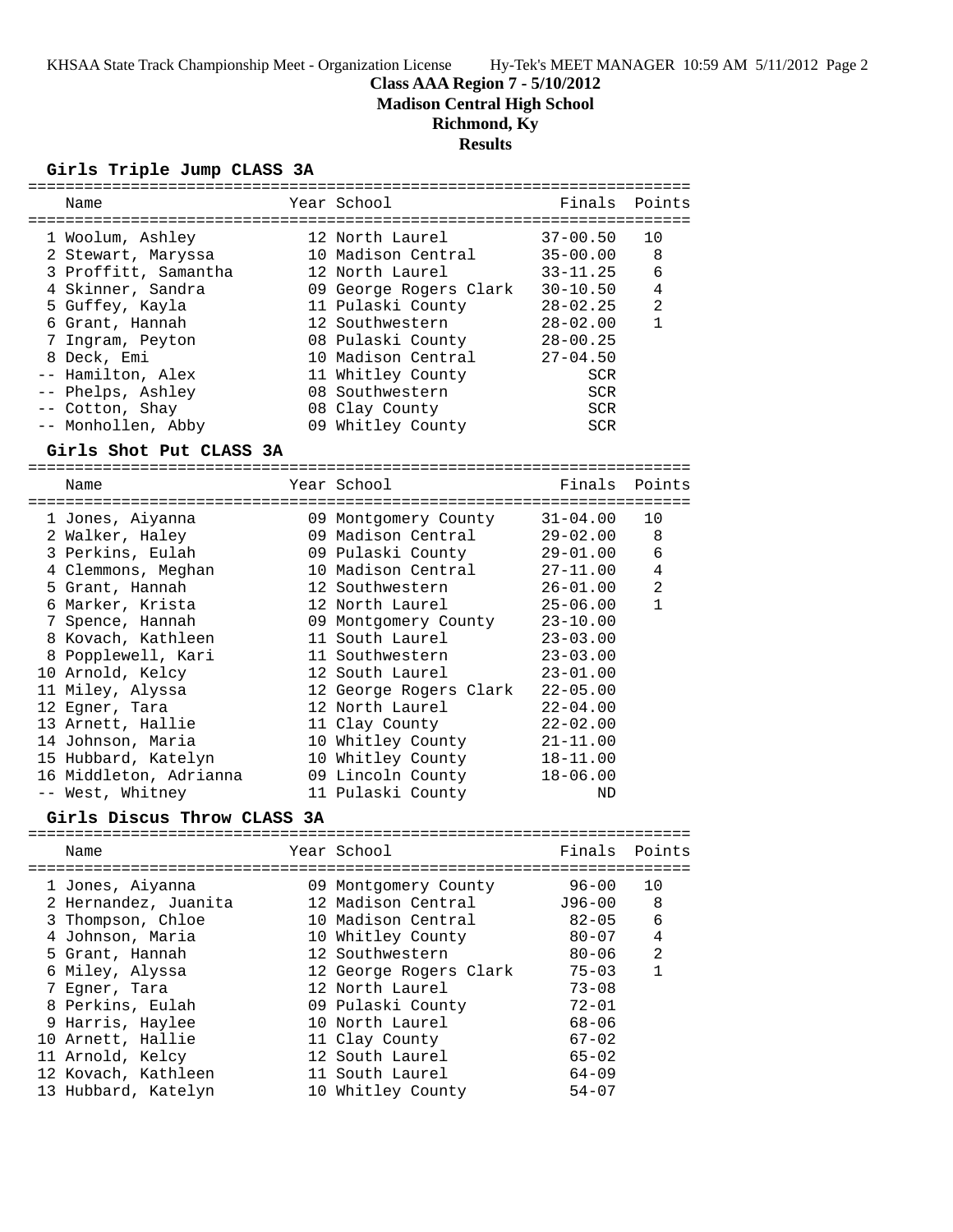# Class AAA Region 7 - 5/10/2012

**Madison Central High School**

**Richmond, Ky**

**Results**

## Girls Triple Jump CLASS 3A

| Place | Name | Year | School | Finals | Points |
|---|---|---|---|---|---|
| 1 | Woolum, Ashley | 12 | North Laurel | 37-00.50 | 10 |
| 2 | Stewart, Maryssa | 10 | Madison Central | 35-00.00 | 8 |
| 3 | Proffitt, Samantha | 12 | North Laurel | 33-11.25 | 6 |
| 4 | Skinner, Sandra | 09 | George Rogers Clark | 30-10.50 | 4 |
| 5 | Guffey, Kayla | 11 | Pulaski County | 28-02.25 | 2 |
| 6 | Grant, Hannah | 12 | Southwestern | 28-02.00 | 1 |
| 7 | Ingram, Peyton | 08 | Pulaski County | 28-00.25 | |
| 8 | Deck, Emi | 10 | Madison Central | 27-04.50 | |
| -- | Hamilton, Alex | 11 | Whitley County | SCR | |
| -- | Phelps, Ashley | 08 | Southwestern | SCR | |
| -- | Cotton, Shay | 08 | Clay County | SCR | |
| -- | Monhollen, Abby | 09 | Whitley County | SCR | |

## Girls Shot Put CLASS 3A

| Place | Name | Year | School | Finals | Points |
|---|---|---|---|---|---|
| 1 | Jones, Aiyanna | 09 | Montgomery County | 31-04.00 | 10 |
| 2 | Walker, Haley | 09 | Madison Central | 29-02.00 | 8 |
| 3 | Perkins, Eulah | 09 | Pulaski County | 29-01.00 | 6 |
| 4 | Clemmons, Meghan | 10 | Madison Central | 27-11.00 | 4 |
| 5 | Grant, Hannah | 12 | Southwestern | 26-01.00 | 2 |
| 6 | Marker, Krista | 12 | North Laurel | 25-06.00 | 1 |
| 7 | Spence, Hannah | 09 | Montgomery County | 23-10.00 | |
| 8 | Kovach, Kathleen | 11 | South Laurel | 23-03.00 | |
| 8 | Popplewell, Kari | 11 | Southwestern | 23-03.00 | |
| 10 | Arnold, Kelcy | 12 | South Laurel | 23-01.00 | |
| 11 | Miley, Alyssa | 12 | George Rogers Clark | 22-05.00 | |
| 12 | Egner, Tara | 12 | North Laurel | 22-04.00 | |
| 13 | Arnett, Hallie | 11 | Clay County | 22-02.00 | |
| 14 | Johnson, Maria | 10 | Whitley County | 21-11.00 | |
| 15 | Hubbard, Katelyn | 10 | Whitley County | 18-11.00 | |
| 16 | Middleton, Adrianna | 09 | Lincoln County | 18-06.00 | |
| -- | West, Whitney | 11 | Pulaski County | ND | |

## Girls Discus Throw CLASS 3A

| Place | Name | Year | School | Finals | Points |
|---|---|---|---|---|---|
| 1 | Jones, Aiyanna | 09 | Montgomery County | 96-00 | 10 |
| 2 | Hernandez, Juanita | 12 | Madison Central | J96-00 | 8 |
| 3 | Thompson, Chloe | 10 | Madison Central | 82-05 | 6 |
| 4 | Johnson, Maria | 10 | Whitley County | 80-07 | 4 |
| 5 | Grant, Hannah | 12 | Southwestern | 80-06 | 2 |
| 6 | Miley, Alyssa | 12 | George Rogers Clark | 75-03 | 1 |
| 7 | Egner, Tara | 12 | North Laurel | 73-08 | |
| 8 | Perkins, Eulah | 09 | Pulaski County | 72-01 | |
| 9 | Harris, Haylee | 10 | North Laurel | 68-06 | |
| 10 | Arnett, Hallie | 11 | Clay County | 67-02 | |
| 11 | Arnold, Kelcy | 12 | South Laurel | 65-02 | |
| 12 | Kovach, Kathleen | 11 | South Laurel | 64-09 | |
| 13 | Hubbard, Katelyn | 10 | Whitley County | 54-07 | |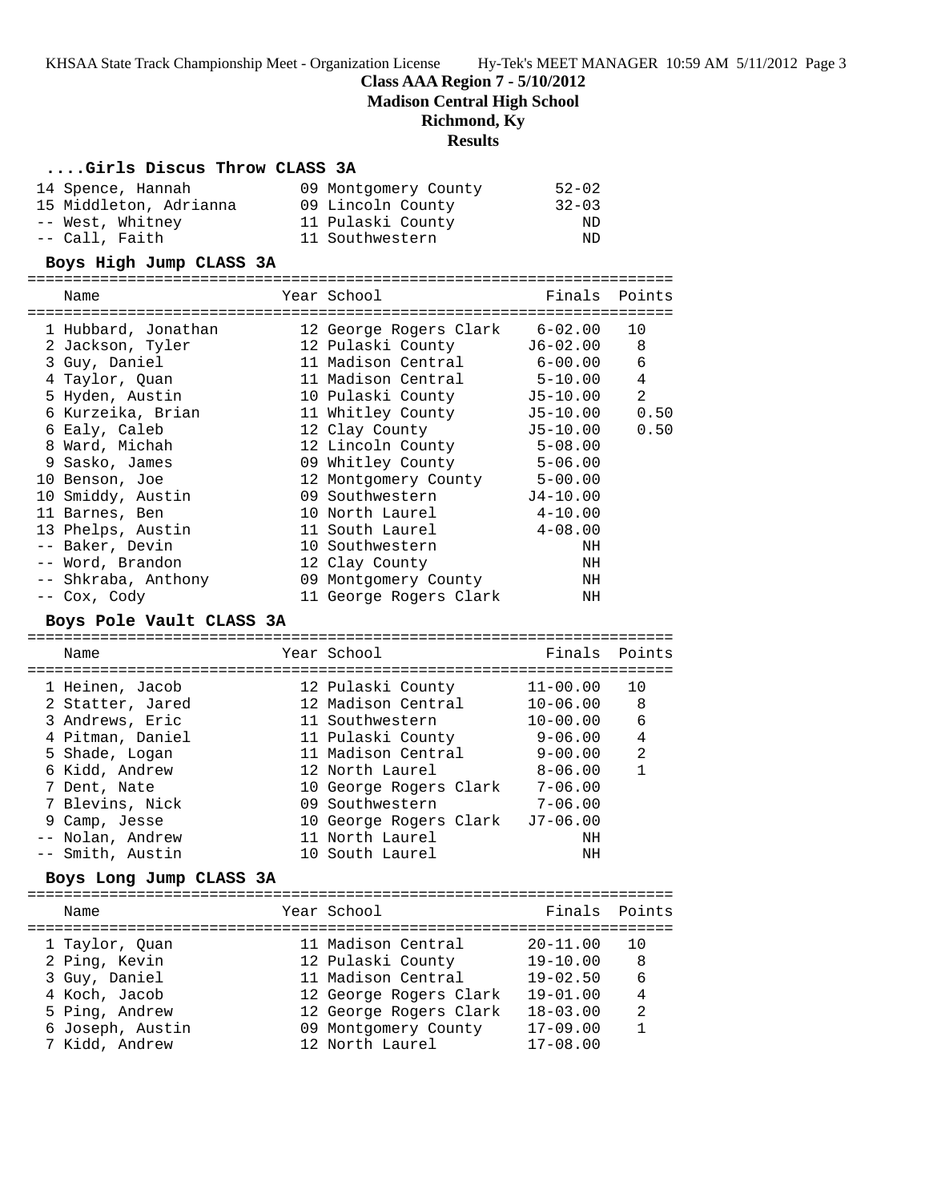Class AAA Region 7 - 5/10/2012
Madison Central High School
Richmond, Ky
Results

### ....Girls Discus Throw CLASS 3A

| Name | Year | School | Finals | Points |
|---|---|---|---|---|
| 14 Spence, Hannah | 09 | Montgomery County | 52-02 | |
| 15 Middleton, Adrianna | 09 | Lincoln County | 32-03 | |
| -- West, Whitney | 11 | Pulaski County | ND | |
| -- Call, Faith | 11 | Southwestern | ND | |

### Boys High Jump CLASS 3A

| Name | Year | School | Finals | Points |
|---|---|---|---|---|
| 1 Hubbard, Jonathan | 12 | George Rogers Clark | 6-02.00 | 10 |
| 2 Jackson, Tyler | 12 | Pulaski County | J6-02.00 | 8 |
| 3 Guy, Daniel | 11 | Madison Central | 6-00.00 | 6 |
| 4 Taylor, Quan | 11 | Madison Central | 5-10.00 | 4 |
| 5 Hyden, Austin | 10 | Pulaski County | J5-10.00 | 2 |
| 6 Kurzeika, Brian | 11 | Whitley County | J5-10.00 | 0.50 |
| 6 Ealy, Caleb | 12 | Clay County | J5-10.00 | 0.50 |
| 8 Ward, Michah | 12 | Lincoln County | 5-08.00 | |
| 9 Sasko, James | 09 | Whitley County | 5-06.00 | |
| 10 Benson, Joe | 12 | Montgomery County | 5-00.00 | |
| 10 Smiddy, Austin | 09 | Southwestern | J4-10.00 | |
| 11 Barnes, Ben | 10 | North Laurel | 4-10.00 | |
| 13 Phelps, Austin | 11 | South Laurel | 4-08.00 | |
| -- Baker, Devin | 10 | Southwestern | NH | |
| -- Word, Brandon | 12 | Clay County | NH | |
| -- Shkraba, Anthony | 09 | Montgomery County | NH | |
| -- Cox, Cody | 11 | George Rogers Clark | NH | |

### Boys Pole Vault CLASS 3A

| Name | Year | School | Finals | Points |
|---|---|---|---|---|
| 1 Heinen, Jacob | 12 | Pulaski County | 11-00.00 | 10 |
| 2 Statter, Jared | 12 | Madison Central | 10-06.00 | 8 |
| 3 Andrews, Eric | 11 | Southwestern | 10-00.00 | 6 |
| 4 Pitman, Daniel | 11 | Pulaski County | 9-06.00 | 4 |
| 5 Shade, Logan | 11 | Madison Central | 9-00.00 | 2 |
| 6 Kidd, Andrew | 12 | North Laurel | 8-06.00 | 1 |
| 7 Dent, Nate | 10 | George Rogers Clark | 7-06.00 | |
| 7 Blevins, Nick | 09 | Southwestern | 7-06.00 | |
| 9 Camp, Jesse | 10 | George Rogers Clark | J7-06.00 | |
| -- Nolan, Andrew | 11 | North Laurel | NH | |
| -- Smith, Austin | 10 | South Laurel | NH | |

### Boys Long Jump CLASS 3A

| Name | Year | School | Finals | Points |
|---|---|---|---|---|
| 1 Taylor, Quan | 11 | Madison Central | 20-11.00 | 10 |
| 2 Ping, Kevin | 12 | Pulaski County | 19-10.00 | 8 |
| 3 Guy, Daniel | 11 | Madison Central | 19-02.50 | 6 |
| 4 Koch, Jacob | 12 | George Rogers Clark | 19-01.00 | 4 |
| 5 Ping, Andrew | 12 | George Rogers Clark | 18-03.00 | 2 |
| 6 Joseph, Austin | 09 | Montgomery County | 17-09.00 | 1 |
| 7 Kidd, Andrew | 12 | North Laurel | 17-08.00 | |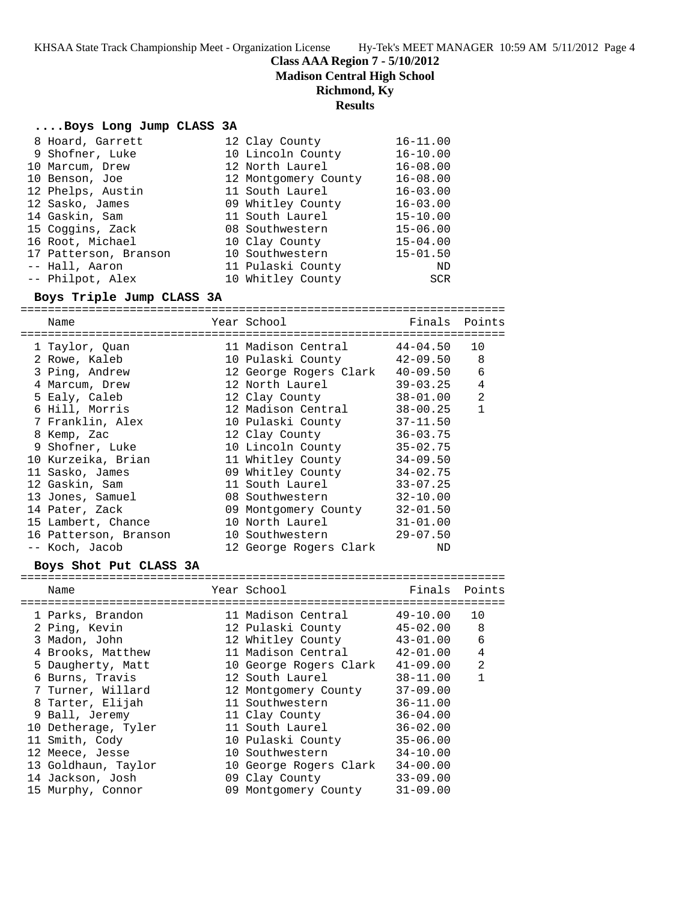# Class AAA Region 7 - 5/10/2012
## Madison Central High School
## Richmond, Ky
## Results

### ....Boys Long Jump CLASS 3A

| Place | Name | Year | School | Finals |
|---|---|---|---|---|
| 8 | Hoard, Garrett | 12 | Clay County | 16-11.00 |
| 9 | Shofner, Luke | 10 | Lincoln County | 16-10.00 |
| 10 | Marcum, Drew | 12 | North Laurel | 16-08.00 |
| 10 | Benson, Joe | 12 | Montgomery County | 16-08.00 |
| 12 | Phelps, Austin | 11 | South Laurel | 16-03.00 |
| 12 | Sasko, James | 09 | Whitley County | 16-03.00 |
| 14 | Gaskin, Sam | 11 | South Laurel | 15-10.00 |
| 15 | Coggins, Zack | 08 | Southwestern | 15-06.00 |
| 16 | Root, Michael | 10 | Clay County | 15-04.00 |
| 17 | Patterson, Branson | 10 | Southwestern | 15-01.50 |
| -- | Hall, Aaron | 11 | Pulaski County | ND |
| -- | Philpot, Alex | 10 | Whitley County | SCR |

### Boys Triple Jump CLASS 3A

| Place | Name | Year | School | Finals | Points |
|---|---|---|---|---|---|
| 1 | Taylor, Quan | 11 | Madison Central | 44-04.50 | 10 |
| 2 | Rowe, Kaleb | 10 | Pulaski County | 42-09.50 | 8 |
| 3 | Ping, Andrew | 12 | George Rogers Clark | 40-09.50 | 6 |
| 4 | Marcum, Drew | 12 | North Laurel | 39-03.25 | 4 |
| 5 | Ealy, Caleb | 12 | Clay County | 38-01.00 | 2 |
| 6 | Hill, Morris | 12 | Madison Central | 38-00.25 | 1 |
| 7 | Franklin, Alex | 10 | Pulaski County | 37-11.50 | |
| 8 | Kemp, Zac | 12 | Clay County | 36-03.75 | |
| 9 | Shofner, Luke | 10 | Lincoln County | 35-02.75 | |
| 10 | Kurzeika, Brian | 11 | Whitley County | 34-09.50 | |
| 11 | Sasko, James | 09 | Whitley County | 34-02.75 | |
| 12 | Gaskin, Sam | 11 | South Laurel | 33-07.25 | |
| 13 | Jones, Samuel | 08 | Southwestern | 32-10.00 | |
| 14 | Pater, Zack | 09 | Montgomery County | 32-01.50 | |
| 15 | Lambert, Chance | 10 | North Laurel | 31-01.00 | |
| 16 | Patterson, Branson | 10 | Southwestern | 29-07.50 | |
| -- | Koch, Jacob | 12 | George Rogers Clark | ND | |

### Boys Shot Put CLASS 3A

| Place | Name | Year | School | Finals | Points |
|---|---|---|---|---|---|
| 1 | Parks, Brandon | 11 | Madison Central | 49-10.00 | 10 |
| 2 | Ping, Kevin | 12 | Pulaski County | 45-02.00 | 8 |
| 3 | Madon, John | 12 | Whitley County | 43-01.00 | 6 |
| 4 | Brooks, Matthew | 11 | Madison Central | 42-01.00 | 4 |
| 5 | Daugherty, Matt | 10 | George Rogers Clark | 41-09.00 | 2 |
| 6 | Burns, Travis | 12 | South Laurel | 38-11.00 | 1 |
| 7 | Turner, Willard | 12 | Montgomery County | 37-09.00 | |
| 8 | Tarter, Elijah | 11 | Southwestern | 36-11.00 | |
| 9 | Ball, Jeremy | 11 | Clay County | 36-04.00 | |
| 10 | Detherage, Tyler | 11 | South Laurel | 36-02.00 | |
| 11 | Smith, Cody | 10 | Pulaski County | 35-06.00 | |
| 12 | Meece, Jesse | 10 | Southwestern | 34-10.00 | |
| 13 | Goldhaun, Taylor | 10 | George Rogers Clark | 34-00.00 | |
| 14 | Jackson, Josh | 09 | Clay County | 33-09.00 | |
| 15 | Murphy, Connor | 09 | Montgomery County | 31-09.00 | |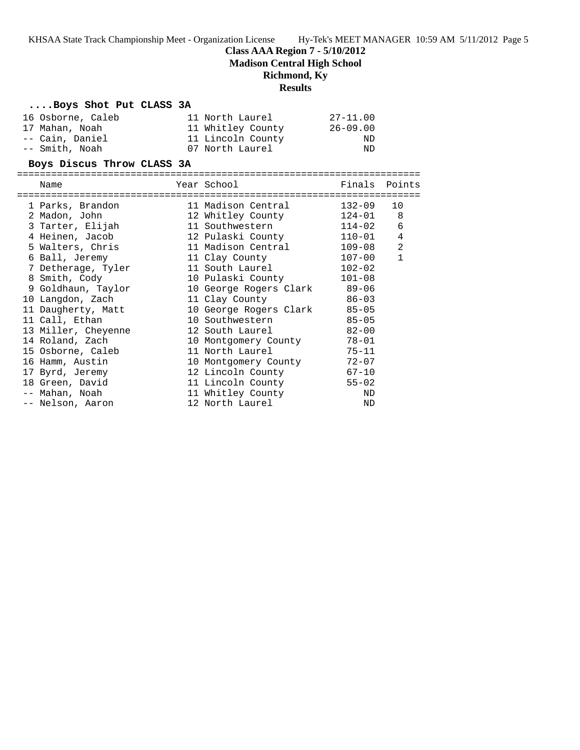## Class AAA Region 7 - 5/10/2012
## Madison Central High School
## Richmond, Ky
## Results

### ....Boys Shot Put CLASS 3A

| | | | |
|---|---|---|---|
| 16 | Osborne, Caleb | 11 North Laurel | 27-11.00 |
| 17 | Mahan, Noah | 11 Whitley County | 26-09.00 |
| -- | Cain, Daniel | 11 Lincoln County | ND |
| -- | Smith, Noah | 07 North Laurel | ND |

### Boys Discus Throw CLASS 3A

| | Name | Year School | Finals | Points |
|---|---|---|---|---|
| 1 | Parks, Brandon | 11 Madison Central | 132-09 | 10 |
| 2 | Madon, John | 12 Whitley County | 124-01 | 8 |
| 3 | Tarter, Elijah | 11 Southwestern | 114-02 | 6 |
| 4 | Heinen, Jacob | 12 Pulaski County | 110-01 | 4 |
| 5 | Walters, Chris | 11 Madison Central | 109-08 | 2 |
| 6 | Ball, Jeremy | 11 Clay County | 107-00 | 1 |
| 7 | Detherage, Tyler | 11 South Laurel | 102-02 | |
| 8 | Smith, Cody | 10 Pulaski County | 101-08 | |
| 9 | Goldhaun, Taylor | 10 George Rogers Clark | 89-06 | |
| 10 | Langdon, Zach | 11 Clay County | 86-03 | |
| 11 | Daugherty, Matt | 10 George Rogers Clark | 85-05 | |
| 11 | Call, Ethan | 10 Southwestern | 85-05 | |
| 13 | Miller, Cheyenne | 12 South Laurel | 82-00 | |
| 14 | Roland, Zach | 10 Montgomery County | 78-01 | |
| 15 | Osborne, Caleb | 11 North Laurel | 75-11 | |
| 16 | Hamm, Austin | 10 Montgomery County | 72-07 | |
| 17 | Byrd, Jeremy | 12 Lincoln County | 67-10 | |
| 18 | Green, David | 11 Lincoln County | 55-02 | |
| -- | Mahan, Noah | 11 Whitley County | ND | |
| -- | Nelson, Aaron | 12 North Laurel | ND | |